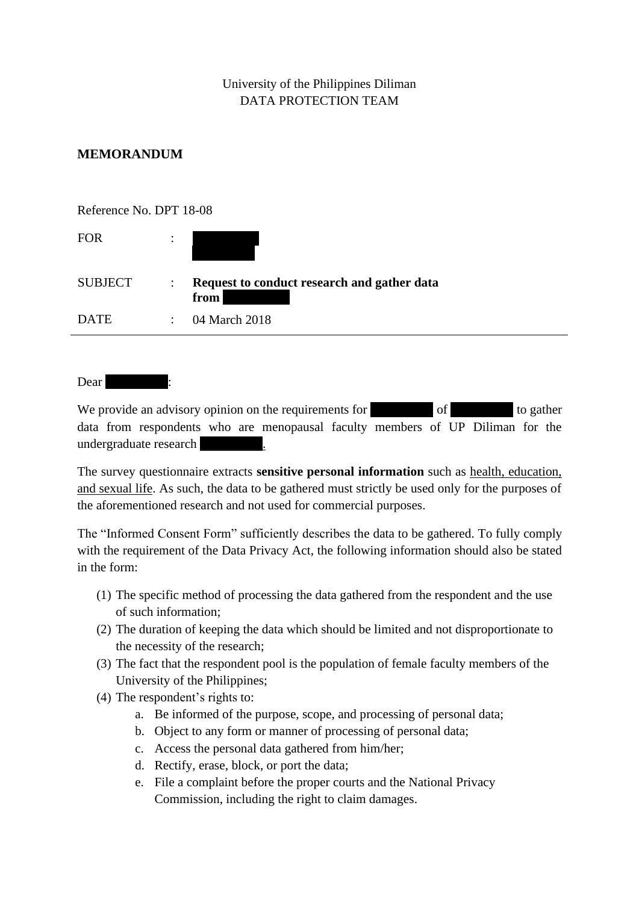University of the Philippines Diliman
DATA PROTECTION TEAM

**MEMORANDUM**

Reference No. DPT 18-08

| | | |
|---|---|---|
| FOR | : | [REDACTED] |
| SUBJECT | : | **Request to conduct research and gather data from [REDACTED]** |
| DATE | : | 04 March 2018 |

---

Dear [REDACTED]:

We provide an advisory opinion on the requirements for [REDACTED] of [REDACTED] to gather data from respondents who are menopausal faculty members of UP Diliman for the undergraduate research [REDACTED].

The survey questionnaire extracts **sensitive personal information** such as health, education, and sexual life. As such, the data to be gathered must strictly be used only for the purposes of the aforementioned research and not used for commercial purposes.

The "Informed Consent Form" sufficiently describes the data to be gathered. To fully comply with the requirement of the Data Privacy Act, the following information should also be stated in the form:

(1) The specific method of processing the data gathered from the respondent and the use of such information;
(2) The duration of keeping the data which should be limited and not disproportionate to the necessity of the research;
(3) The fact that the respondent pool is the population of female faculty members of the University of the Philippines;
(4) The respondent's rights to:
   a. Be informed of the purpose, scope, and processing of personal data;
   b. Object to any form or manner of processing of personal data;
   c. Access the personal data gathered from him/her;
   d. Rectify, erase, block, or port the data;
   e. File a complaint before the proper courts and the National Privacy Commission, including the right to claim damages.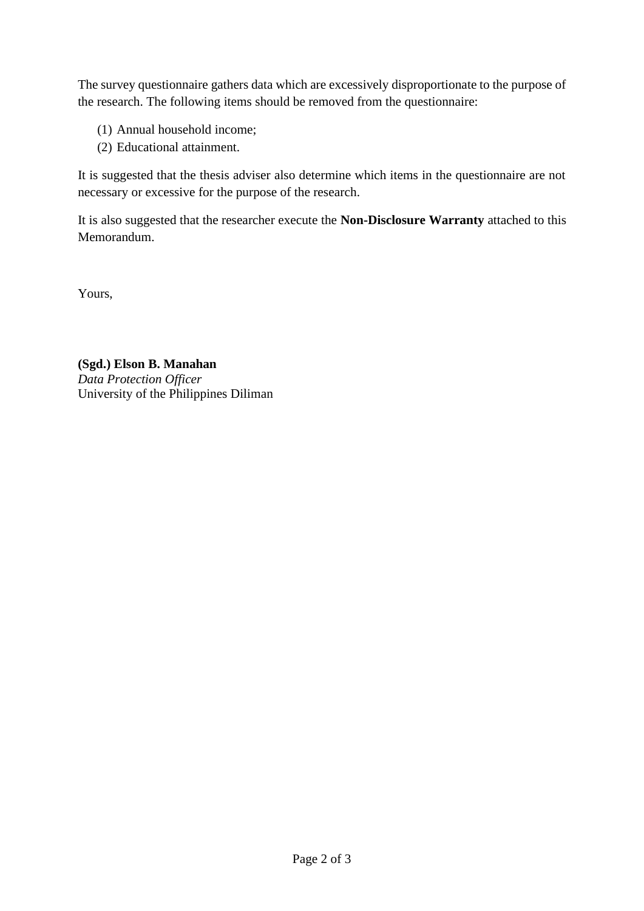The survey questionnaire gathers data which are excessively disproportionate to the purpose of the research. The following items should be removed from the questionnaire:

(1) Annual household income;
(2) Educational attainment.

It is suggested that the thesis adviser also determine which items in the questionnaire are not necessary or excessive for the purpose of the research.

It is also suggested that the researcher execute the **Non-Disclosure Warranty** attached to this Memorandum.

Yours,

**(Sgd.) Elson B. Manahan**
*Data Protection Officer*
University of the Philippines Diliman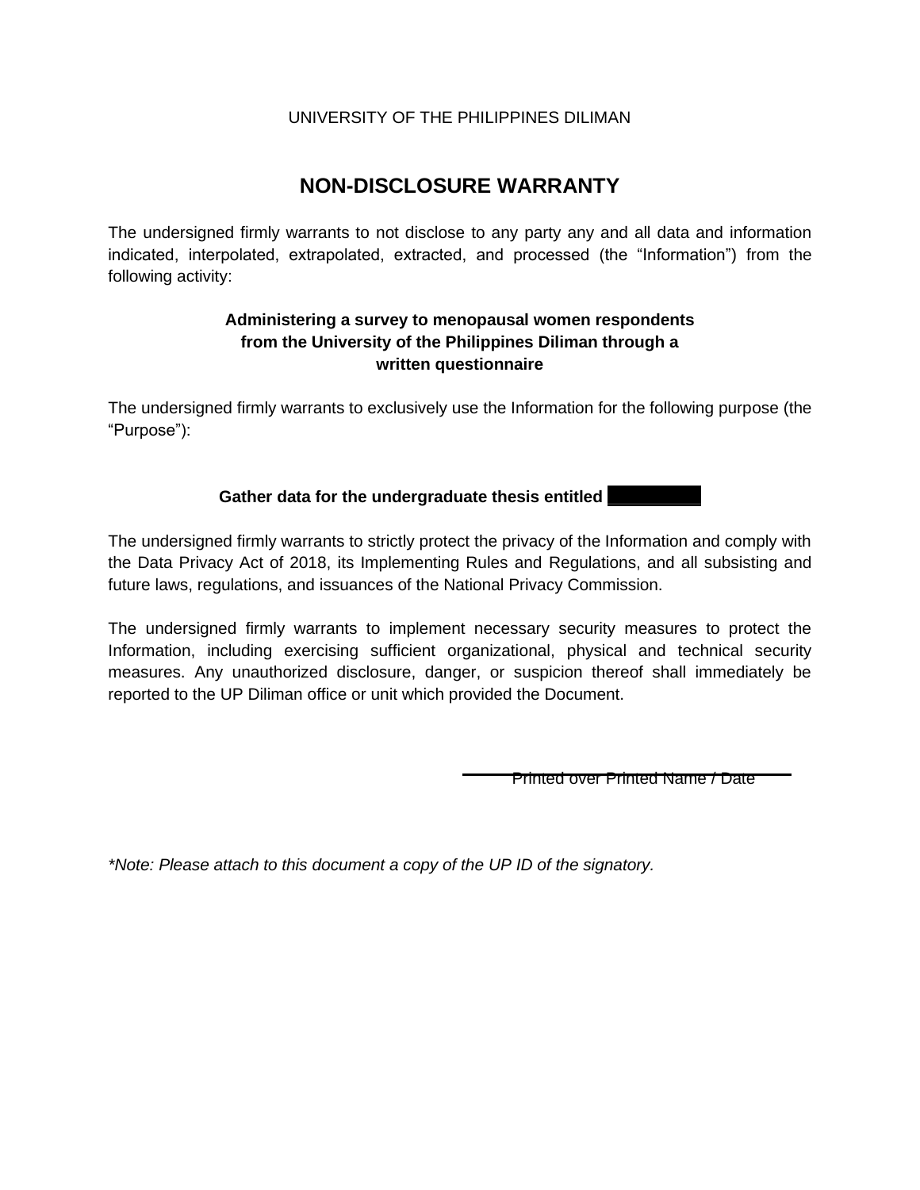UNIVERSITY OF THE PHILIPPINES DILIMAN

# NON-DISCLOSURE WARRANTY

The undersigned firmly warrants to not disclose to any party any and all data and information indicated, interpolated, extrapolated, extracted, and processed (the "Information") from the following activity:

**Administering a survey to menopausal women respondents from the University of the Philippines Diliman through a written questionnaire**

The undersigned firmly warrants to exclusively use the Information for the following purpose (the "Purpose"):

**Gather data for the undergraduate thesis entitled**

The undersigned firmly warrants to strictly protect the privacy of the Information and comply with the Data Privacy Act of 2018, its Implementing Rules and Regulations, and all subsisting and future laws, regulations, and issuances of the National Privacy Commission.

The undersigned firmly warrants to implement necessary security measures to protect the Information, including exercising sufficient organizational, physical and technical security measures. Any unauthorized disclosure, danger, or suspicion thereof shall immediately be reported to the UP Diliman office or unit which provided the Document.

Printed over Printed Name / Date

*\*Note: Please attach to this document a copy of the UP ID of the signatory.*